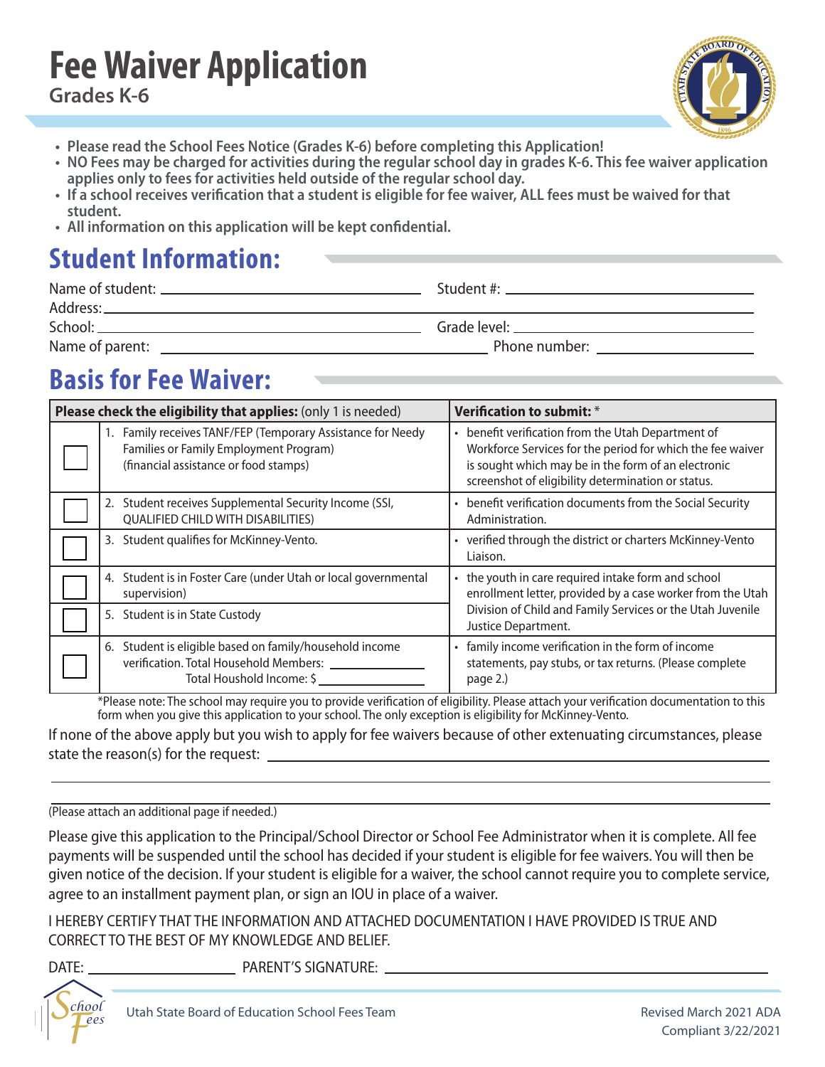# Fee Waiver Application

## Grades K-6

- **Please read the School Fees Notice (Grades K-6) before completing this Application!**
- **NO Fees may be charged for activities during the regular school day in grades K-6. This fee waiver application applies only to fees for activities held outside of the regular school day.**
- **If a school receives verification that a student is eligible for fee waiver, ALL fees must be waived for that student.**
- **All information on this application will be kept confidential.**

## Student Information:

Name of student: ______________________ Student #: ______________________

Address: ______________________

School: ______________________ Grade level: ______________________

Name of parent: ______________________ Phone number: ______________________

## Basis for Fee Waiver:

| | **Please check the eligibility that applies:** (only 1 is needed) | **Verification to submit:** * |
|---|---|---|
| ☐ | 1. Family receives TANF/FEP (Temporary Assistance for Needy Families or Family Employment Program) (financial assistance or food stamps) | • benefit verification from the Utah Department of Workforce Services for the period for which the fee waiver is sought which may be in the form of an electronic screenshot of eligibility determination or status. |
| ☐ | 2. Student receives Supplemental Security Income (SSI, QUALIFIED CHILD WITH DISABILITIES) | • benefit verification documents from the Social Security Administration. |
| ☐ | 3. Student qualifies for McKinney-Vento. | • verified through the district or charters McKinney-Vento Liaison. |
| ☐ | 4. Student is in Foster Care (under Utah or local governmental supervision) | • the youth in care required intake form and school enrollment letter, provided by a case worker from the Utah Division of Child and Family Services or the Utah Juvenile Justice Department. |
| ☐ | 5. Student is in State Custody | |
| ☐ | 6. Student is eligible based on family/household income verification. Total Household Members: ________ Total Houshold Income: $ ________ | • family income verification in the form of income statements, pay stubs, or tax returns. (Please complete page 2.) |

*Please note: The school may require you to provide verification of eligibility. Please attach your verification documentation to this form when you give this application to your school. The only exception is eligibility for McKinney-Vento.

If none of the above apply but you wish to apply for fee waivers because of other extenuating circumstances, please state the reason(s) for the request: ______________________

(Please attach an additional page if needed.)

Please give this application to the Principal/School Director or School Fee Administrator when it is complete. All fee payments will be suspended until the school has decided if your student is eligible for fee waivers. You will then be given notice of the decision. If your student is eligible for a waiver, the school cannot require you to complete service, agree to an installment payment plan, or sign an IOU in place of a waiver.

I HEREBY CERTIFY THAT THE INFORMATION AND ATTACHED DOCUMENTATION I HAVE PROVIDED IS TRUE AND CORRECT TO THE BEST OF MY KNOWLEDGE AND BELIEF.

DATE: ______________ PARENT'S SIGNATURE: ______________________

Utah State Board of Education School Fees Team

Revised March 2021 ADA Compliant 3/22/2021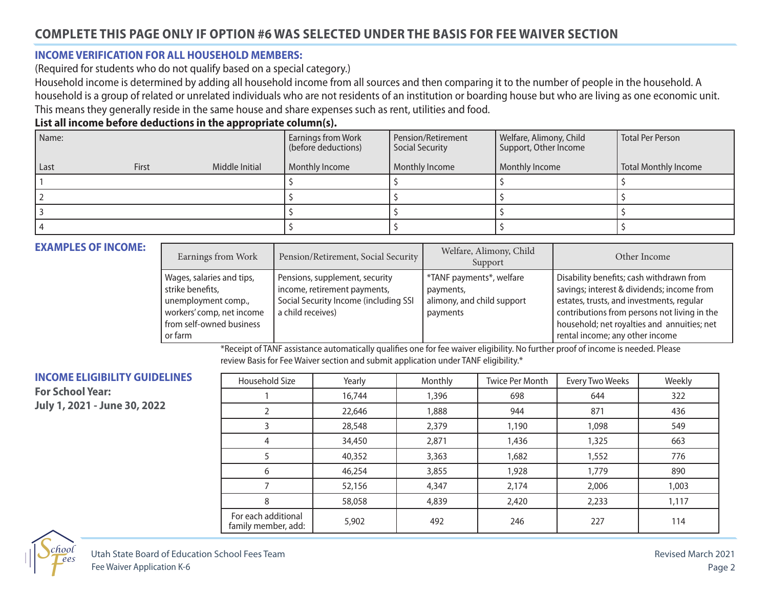## COMPLETE THIS PAGE ONLY IF OPTION #6 WAS SELECTED UNDER THE BASIS FOR FEE WAIVER SECTION

### INCOME VERIFICATION FOR ALL HOUSEHOLD MEMBERS:

(Required for students who do not qualify based on a special category.)

Household income is determined by adding all household income from all sources and then comparing it to the number of people in the household. A household is a group of related or unrelated individuals who are not residents of an institution or boarding house but who are living as one economic unit. This means they generally reside in the same house and share expenses such as rent, utilities and food.

**List all income before deductions in the appropriate column(s).**

| Name: Last / First / Middle Initial | Earnings from Work (before deductions) Monthly Income | Pension/Retirement Social Security Monthly Income | Welfare, Alimony, Child Support, Other Income Monthly Income | Total Per Person Total Monthly Income |
|---|---|---|---|---|
| 1 | $ | $ | $ | $ |
| 2 | $ | $ | $ | $ |
| 3 | $ | $ | $ | $ |
| 4 | $ | $ | $ | $ |

### EXAMPLES OF INCOME:

| Earnings from Work | Pension/Retirement, Social Security | Welfare, Alimony, Child Support | Other Income |
|---|---|---|---|
| Wages, salaries and tips, strike benefits, unemployment comp., workers' comp, net income from self-owned business or farm | Pensions, supplement, security income, retirement payments, Social Security Income (including SSI a child receives) | *TANF payments*, welfare payments, alimony, and child support payments | Disability benefits; cash withdrawn from savings; interest & dividends; income from estates, trusts, and investments, regular contributions from persons not living in the household; net royalties and annuities; net rental income; any other income |

*Receipt of TANF assistance automatically qualifies one for fee waiver eligibility. No further proof of income is needed. Please review Basis for Fee Waiver section and submit application under TANF eligibility.*

### INCOME ELIGIBILITY GUIDELINES

**For School Year:**
**July 1, 2021 - June 30, 2022**

| Household Size | Yearly | Monthly | Twice Per Month | Every Two Weeks | Weekly |
|---|---|---|---|---|---|
| 1 | 16,744 | 1,396 | 698 | 644 | 322 |
| 2 | 22,646 | 1,888 | 944 | 871 | 436 |
| 3 | 28,548 | 2,379 | 1,190 | 1,098 | 549 |
| 4 | 34,450 | 2,871 | 1,436 | 1,325 | 663 |
| 5 | 40,352 | 3,363 | 1,682 | 1,552 | 776 |
| 6 | 46,254 | 3,855 | 1,928 | 1,779 | 890 |
| 7 | 52,156 | 4,347 | 2,174 | 2,006 | 1,003 |
| 8 | 58,058 | 4,839 | 2,420 | 2,233 | 1,117 |
| For each additional family member, add: | 5,902 | 492 | 246 | 227 | 114 |

Utah State Board of Education School Fees Team
Fee Waiver Application K-6

Revised March 2021